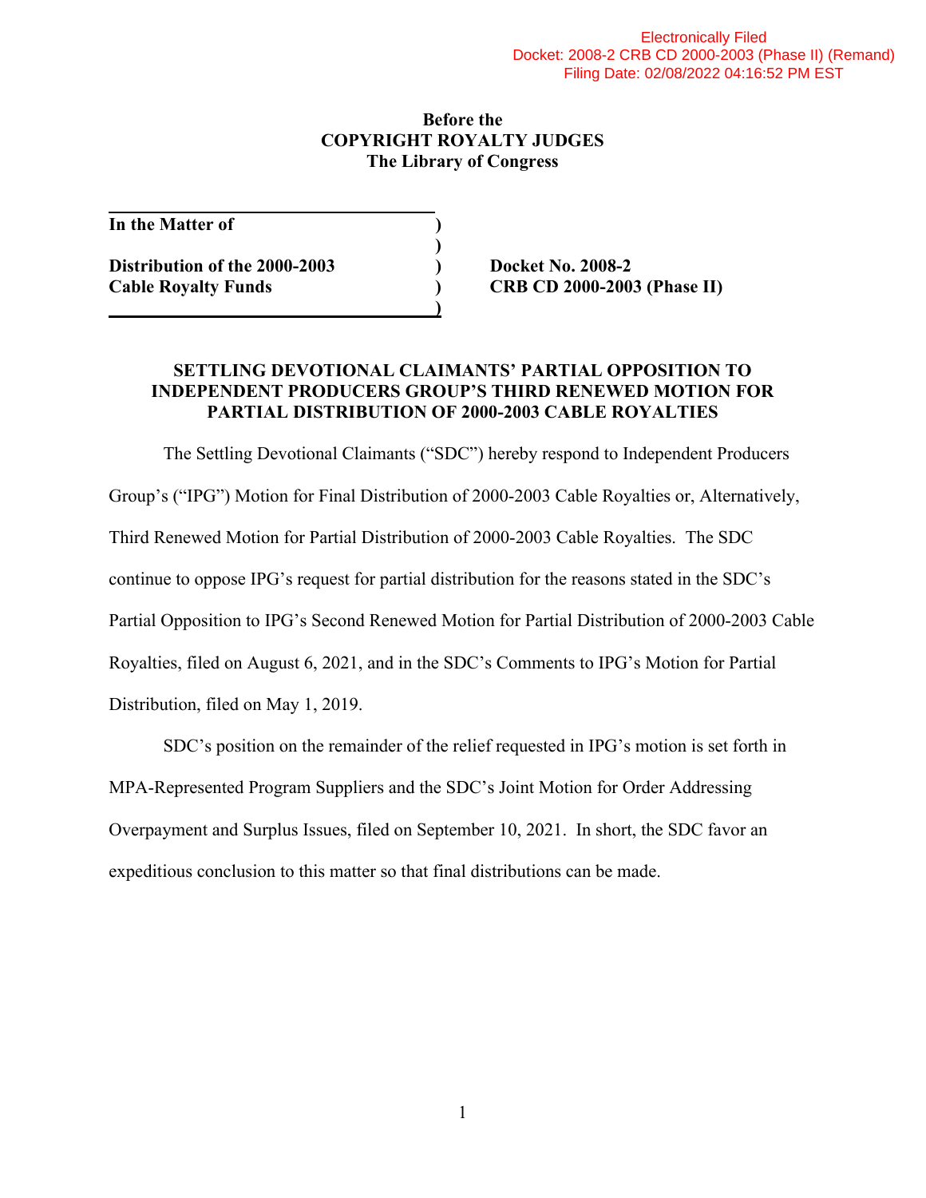Electronically Filed
Docket: 2008-2 CRB CD 2000-2003 (Phase II) (Remand)
Filing Date: 02/08/2022 04:16:52 PM EST

**Before the**
**COPYRIGHT ROYALTY JUDGES**
**The Library of Congress**

| | | |
|---|---|---|
| **In the Matter of** | ) | |
| | ) | |
| **Distribution of the 2000-2003** | ) | **Docket No. 2008-2** |
| **Cable Royalty Funds** | ) | **CRB CD 2000-2003 (Phase II)** |
| | ) | |

## SETTLING DEVOTIONAL CLAIMANTS' PARTIAL OPPOSITION TO INDEPENDENT PRODUCERS GROUP'S THIRD RENEWED MOTION FOR PARTIAL DISTRIBUTION OF 2000-2003 CABLE ROYALTIES

The Settling Devotional Claimants ("SDC") hereby respond to Independent Producers Group's ("IPG") Motion for Final Distribution of 2000-2003 Cable Royalties or, Alternatively, Third Renewed Motion for Partial Distribution of 2000-2003 Cable Royalties. The SDC continue to oppose IPG's request for partial distribution for the reasons stated in the SDC's Partial Opposition to IPG's Second Renewed Motion for Partial Distribution of 2000-2003 Cable Royalties, filed on August 6, 2021, and in the SDC's Comments to IPG's Motion for Partial Distribution, filed on May 1, 2019.

SDC's position on the remainder of the relief requested in IPG's motion is set forth in MPA-Represented Program Suppliers and the SDC's Joint Motion for Order Addressing Overpayment and Surplus Issues, filed on September 10, 2021. In short, the SDC favor an expeditious conclusion to this matter so that final distributions can be made.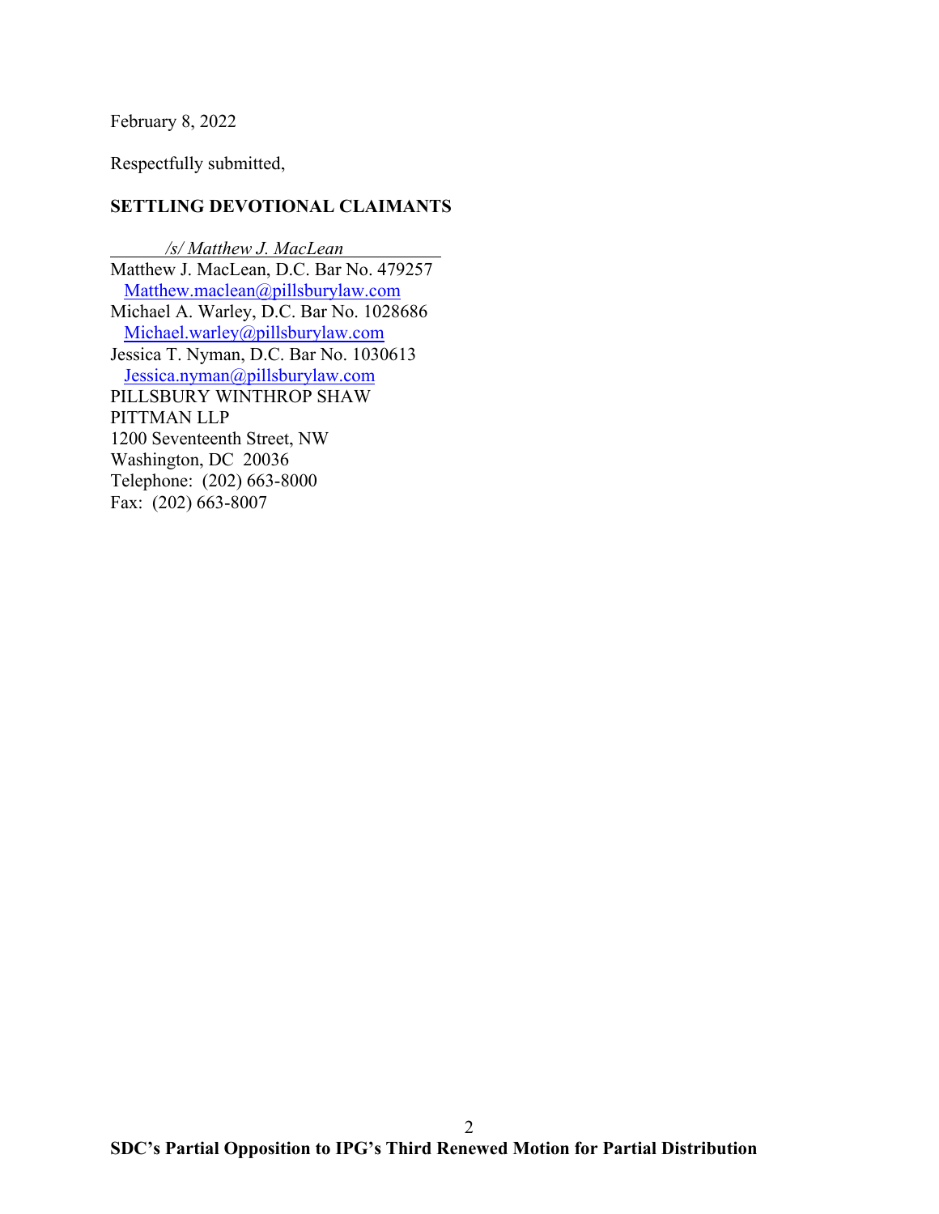February 8, 2022

Respectfully submitted,

**SETTLING DEVOTIONAL CLAIMANTS**

*/s/ Matthew J. MacLean*

Matthew J. MacLean, D.C. Bar No. 479257
Matthew.maclean@pillsburylaw.com
Michael A. Warley, D.C. Bar No. 1028686
Michael.warley@pillsburylaw.com
Jessica T. Nyman, D.C. Bar No. 1030613
Jessica.nyman@pillsburylaw.com
PILLSBURY WINTHROP SHAW PITTMAN LLP
1200 Seventeenth Street, NW
Washington, DC 20036
Telephone: (202) 663-8000
Fax: (202) 663-8007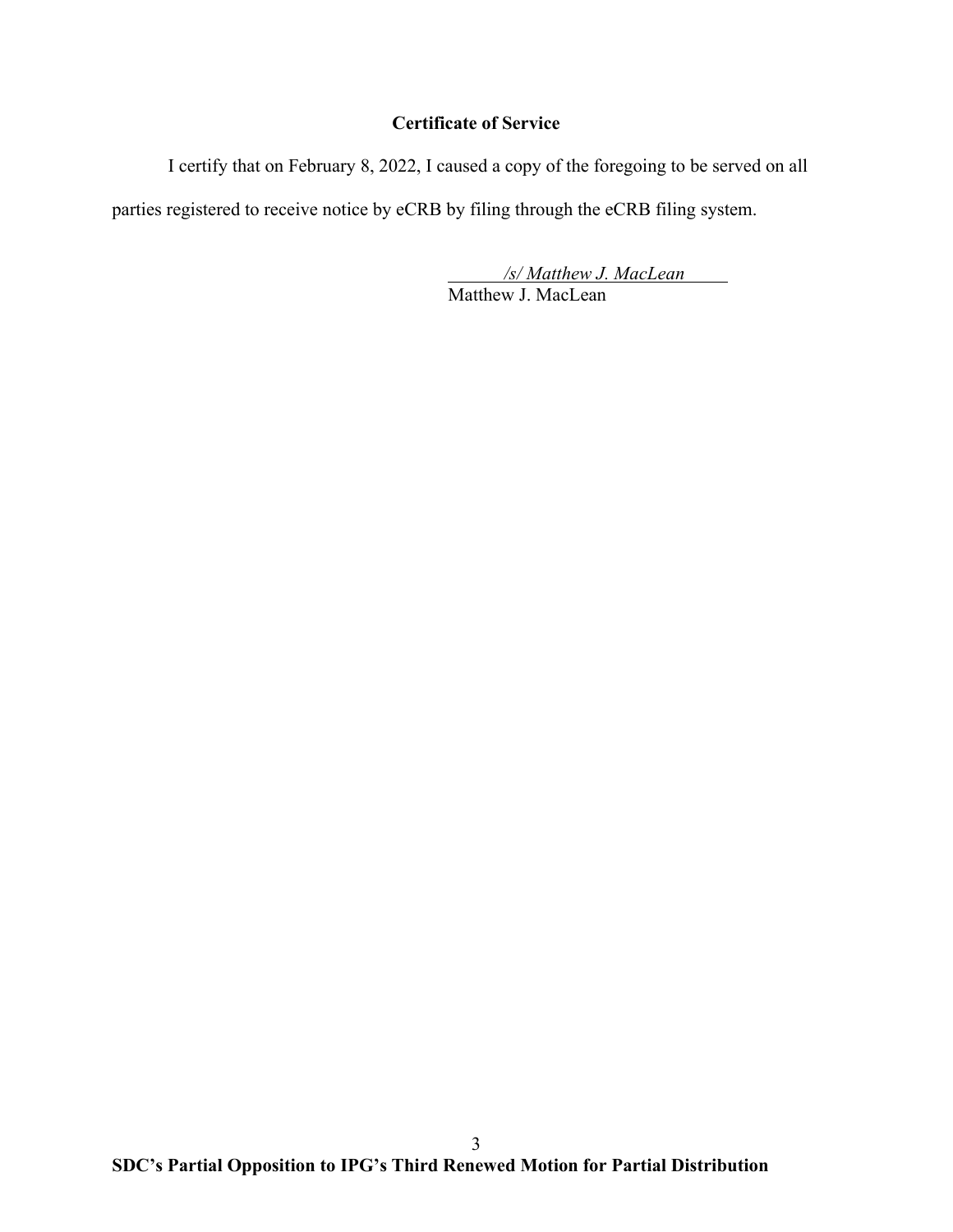**Certificate of Service**

I certify that on February 8, 2022, I caused a copy of the foregoing to be served on all parties registered to receive notice by eCRB by filing through the eCRB filing system.

*/s/ Matthew J. MacLean*
Matthew J. MacLean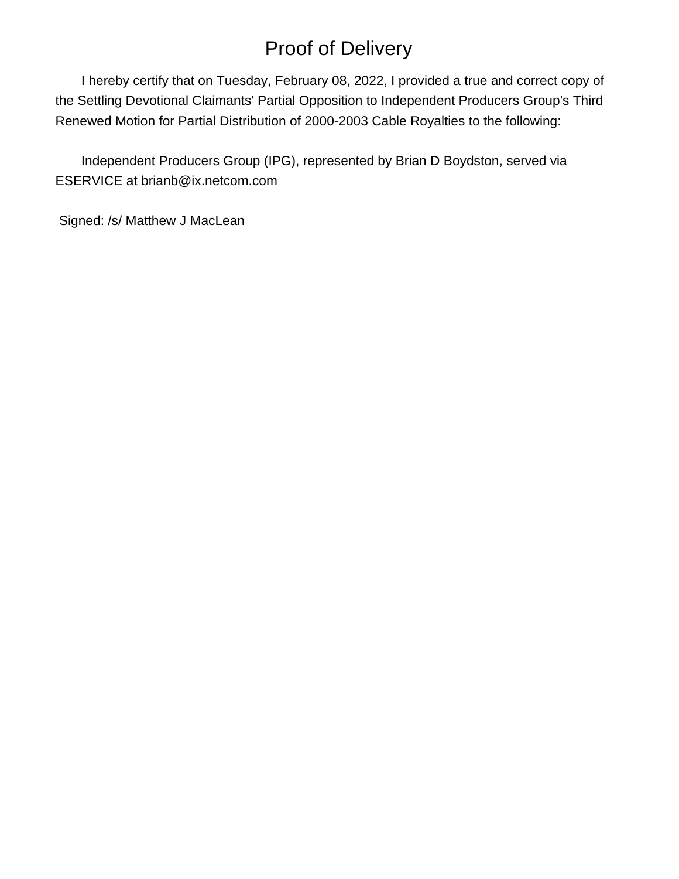# Proof of Delivery

I hereby certify that on Tuesday, February 08, 2022, I provided a true and correct copy of the Settling Devotional Claimants' Partial Opposition to Independent Producers Group's Third Renewed Motion for Partial Distribution of 2000-2003 Cable Royalties to the following:

Independent Producers Group (IPG), represented by Brian D Boydston, served via ESERVICE at brianb@ix.netcom.com

Signed: /s/ Matthew J MacLean